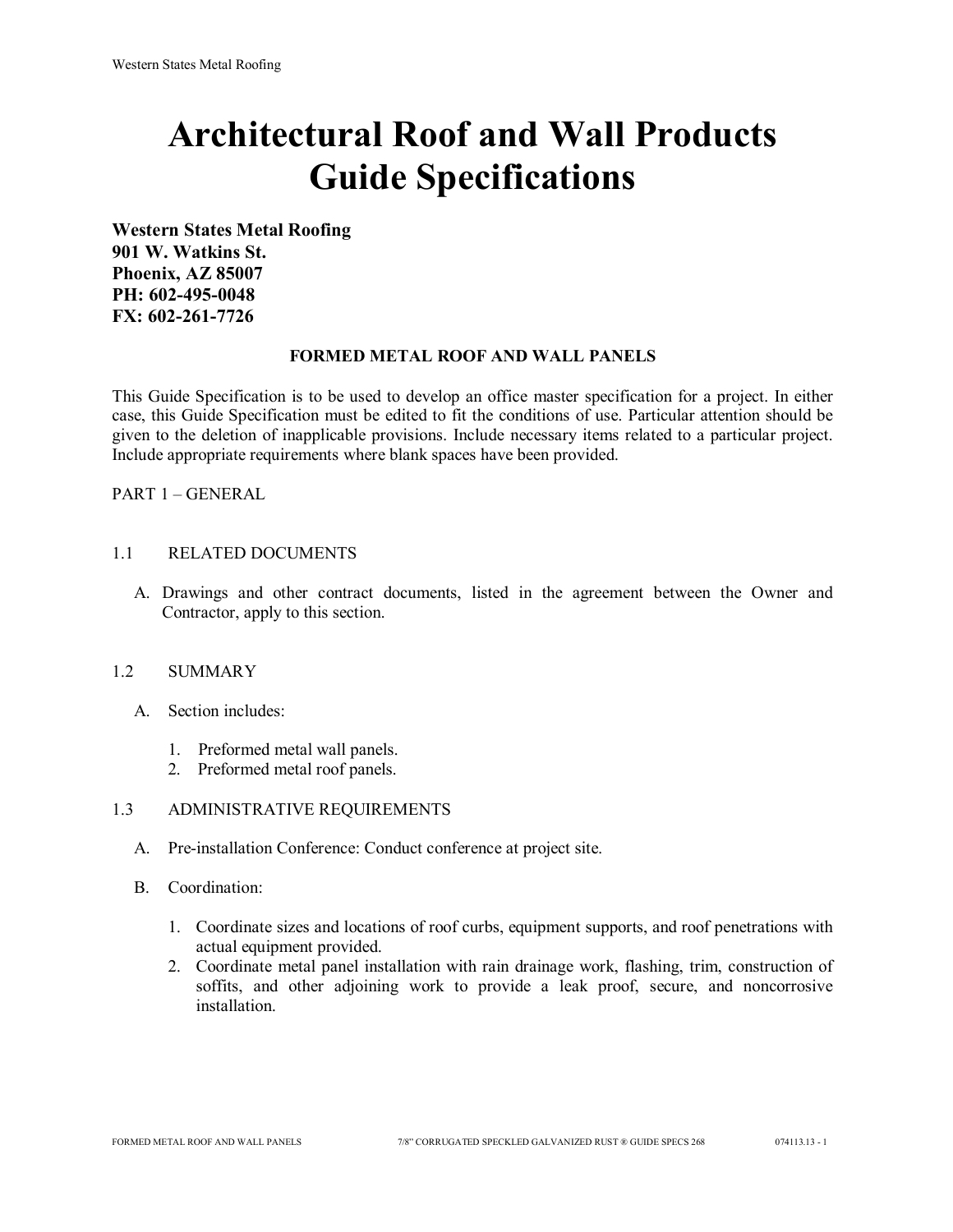# Architectural Roof and Wall Products Guide Specifications

**Western States Metal Roofing**
**901 W. Watkins St.**
**Phoenix, AZ 85007**
**PH: 602-495-0048**
**FX: 602-261-7726**

## FORMED METAL ROOF AND WALL PANELS

This Guide Specification is to be used to develop an office master specification for a project. In either case, this Guide Specification must be edited to fit the conditions of use. Particular attention should be given to the deletion of inapplicable provisions. Include necessary items related to a particular project. Include appropriate requirements where blank spaces have been provided.

PART 1 – GENERAL

1.1 RELATED DOCUMENTS

A. Drawings and other contract documents, listed in the agreement between the Owner and Contractor, apply to this section.

1.2 SUMMARY

A. Section includes:

1. Preformed metal wall panels.
2. Preformed metal roof panels.

1.3 ADMINISTRATIVE REQUIREMENTS

A. Pre-installation Conference: Conduct conference at project site.

B. Coordination:

1. Coordinate sizes and locations of roof curbs, equipment supports, and roof penetrations with actual equipment provided.
2. Coordinate metal panel installation with rain drainage work, flashing, trim, construction of soffits, and other adjoining work to provide a leak proof, secure, and noncorrosive installation.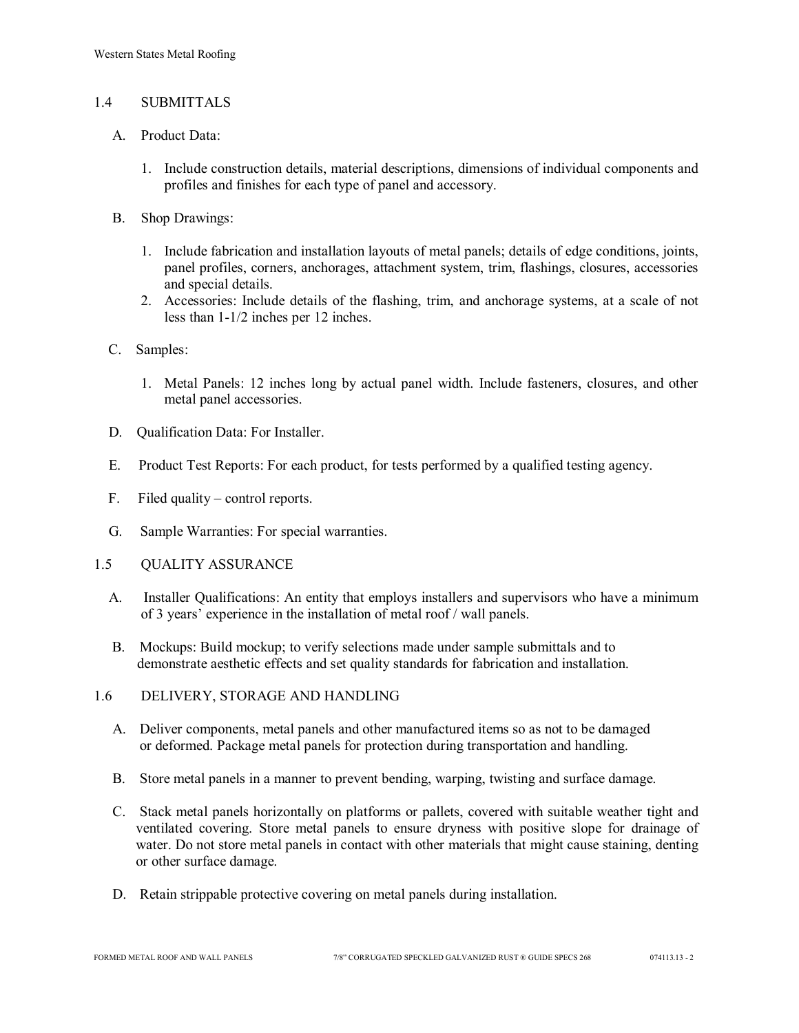## 1.4 SUBMITTALS

A. Product Data:

1. Include construction details, material descriptions, dimensions of individual components and profiles and finishes for each type of panel and accessory.

B. Shop Drawings:

1. Include fabrication and installation layouts of metal panels; details of edge conditions, joints, panel profiles, corners, anchorages, attachment system, trim, flashings, closures, accessories and special details.
2. Accessories: Include details of the flashing, trim, and anchorage systems, at a scale of not less than 1-1/2 inches per 12 inches.

C. Samples:

1. Metal Panels: 12 inches long by actual panel width. Include fasteners, closures, and other metal panel accessories.

D. Qualification Data: For Installer.

E. Product Test Reports: For each product, for tests performed by a qualified testing agency.

F. Filed quality – control reports.

G. Sample Warranties: For special warranties.

## 1.5 QUALITY ASSURANCE

A. Installer Qualifications: An entity that employs installers and supervisors who have a minimum of 3 years' experience in the installation of metal roof / wall panels.

B. Mockups: Build mockup; to verify selections made under sample submittals and to demonstrate aesthetic effects and set quality standards for fabrication and installation.

## 1.6 DELIVERY, STORAGE AND HANDLING

A. Deliver components, metal panels and other manufactured items so as not to be damaged or deformed. Package metal panels for protection during transportation and handling.

B. Store metal panels in a manner to prevent bending, warping, twisting and surface damage.

C. Stack metal panels horizontally on platforms or pallets, covered with suitable weather tight and ventilated covering. Store metal panels to ensure dryness with positive slope for drainage of water. Do not store metal panels in contact with other materials that might cause staining, denting or other surface damage.

D. Retain strippable protective covering on metal panels during installation.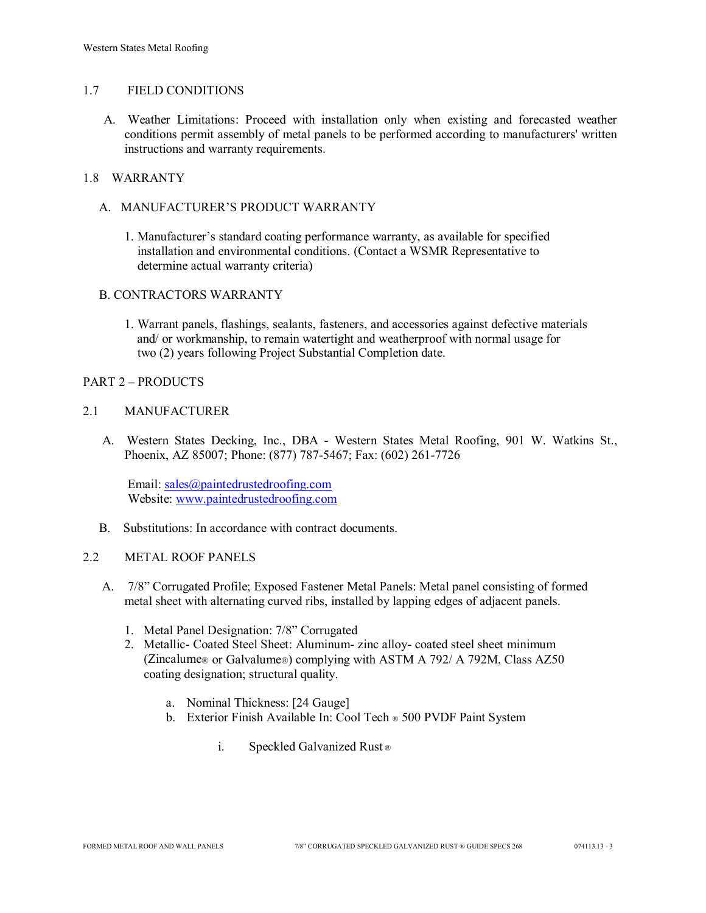## 1.7 FIELD CONDITIONS

A. Weather Limitations: Proceed with installation only when existing and forecasted weather conditions permit assembly of metal panels to be performed according to manufacturers' written instructions and warranty requirements.

## 1.8 WARRANTY

A. MANUFACTURER'S PRODUCT WARRANTY

1. Manufacturer's standard coating performance warranty, as available for specified installation and environmental conditions. (Contact a WSMR Representative to determine actual warranty criteria)

B. CONTRACTORS WARRANTY

1. Warrant panels, flashings, sealants, fasteners, and accessories against defective materials and/ or workmanship, to remain watertight and weatherproof with normal usage for two (2) years following Project Substantial Completion date.

# PART 2 – PRODUCTS

## 2.1 MANUFACTURER

A. Western States Decking, Inc., DBA - Western States Metal Roofing, 901 W. Watkins St., Phoenix, AZ 85007; Phone: (877) 787-5467; Fax: (602) 261-7726

Email: sales@paintedrustedroofing.com
Website: www.paintedrustedroofing.com

B. Substitutions: In accordance with contract documents.

## 2.2 METAL ROOF PANELS

A. 7/8" Corrugated Profile; Exposed Fastener Metal Panels: Metal panel consisting of formed metal sheet with alternating curved ribs, installed by lapping edges of adjacent panels.

1. Metal Panel Designation: 7/8" Corrugated
2. Metallic- Coated Steel Sheet: Aluminum- zinc alloy- coated steel sheet minimum (Zincalume® or Galvalume®) complying with ASTM A 792/ A 792M, Class AZ50 coating designation; structural quality.

   a. Nominal Thickness: [24 Gauge]
   b. Exterior Finish Available In: Cool Tech ® 500 PVDF Paint System

      i. Speckled Galvanized Rust ®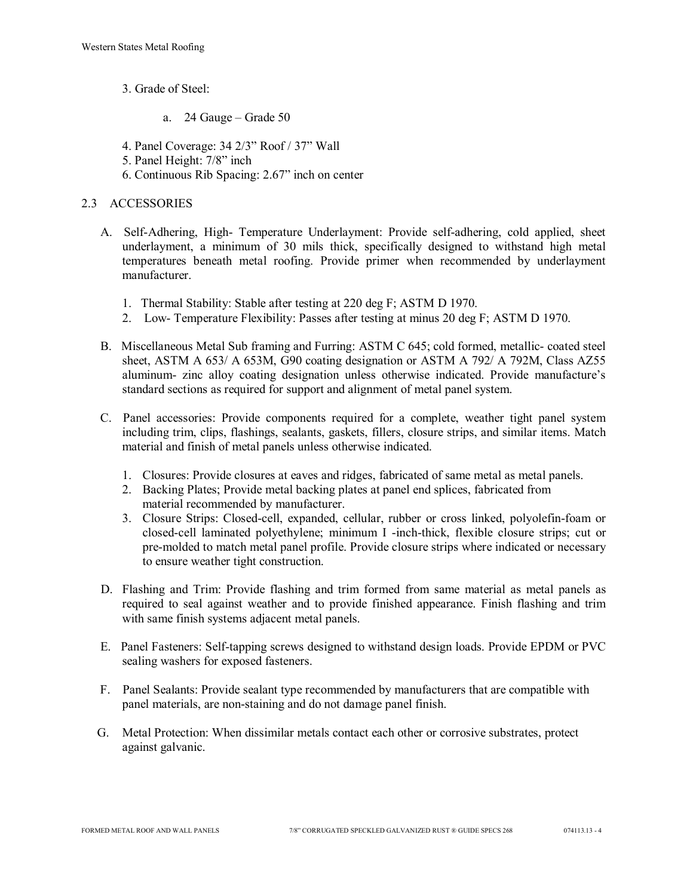3. Grade of Steel:

    a. 24 Gauge – Grade 50

4. Panel Coverage: 34 2/3" Roof / 37" Wall
5. Panel Height: 7/8" inch
6. Continuous Rib Spacing: 2.67" inch on center

## 2.3 ACCESSORIES

A. Self-Adhering, High- Temperature Underlayment: Provide self-adhering, cold applied, sheet underlayment, a minimum of 30 mils thick, specifically designed to withstand high metal temperatures beneath metal roofing. Provide primer when recommended by underlayment manufacturer.

1. Thermal Stability: Stable after testing at 220 deg F; ASTM D 1970.
2. Low- Temperature Flexibility: Passes after testing at minus 20 deg F; ASTM D 1970.

B. Miscellaneous Metal Sub framing and Furring: ASTM C 645; cold formed, metallic- coated steel sheet, ASTM A 653/ A 653M, G90 coating designation or ASTM A 792/ A 792M, Class AZ55 aluminum- zinc alloy coating designation unless otherwise indicated. Provide manufacture's standard sections as required for support and alignment of metal panel system.

C. Panel accessories: Provide components required for a complete, weather tight panel system including trim, clips, flashings, sealants, gaskets, fillers, closure strips, and similar items. Match material and finish of metal panels unless otherwise indicated.

1. Closures: Provide closures at eaves and ridges, fabricated of same metal as metal panels.
2. Backing Plates; Provide metal backing plates at panel end splices, fabricated from material recommended by manufacturer.
3. Closure Strips: Closed-cell, expanded, cellular, rubber or cross linked, polyolefin-foam or closed-cell laminated polyethylene; minimum I -inch-thick, flexible closure strips; cut or pre-molded to match metal panel profile. Provide closure strips where indicated or necessary to ensure weather tight construction.

D. Flashing and Trim: Provide flashing and trim formed from same material as metal panels as required to seal against weather and to provide finished appearance. Finish flashing and trim with same finish systems adjacent metal panels.

E. Panel Fasteners: Self-tapping screws designed to withstand design loads. Provide EPDM or PVC sealing washers for exposed fasteners.

F. Panel Sealants: Provide sealant type recommended by manufacturers that are compatible with panel materials, are non-staining and do not damage panel finish.

G. Metal Protection: When dissimilar metals contact each other or corrosive substrates, protect against galvanic.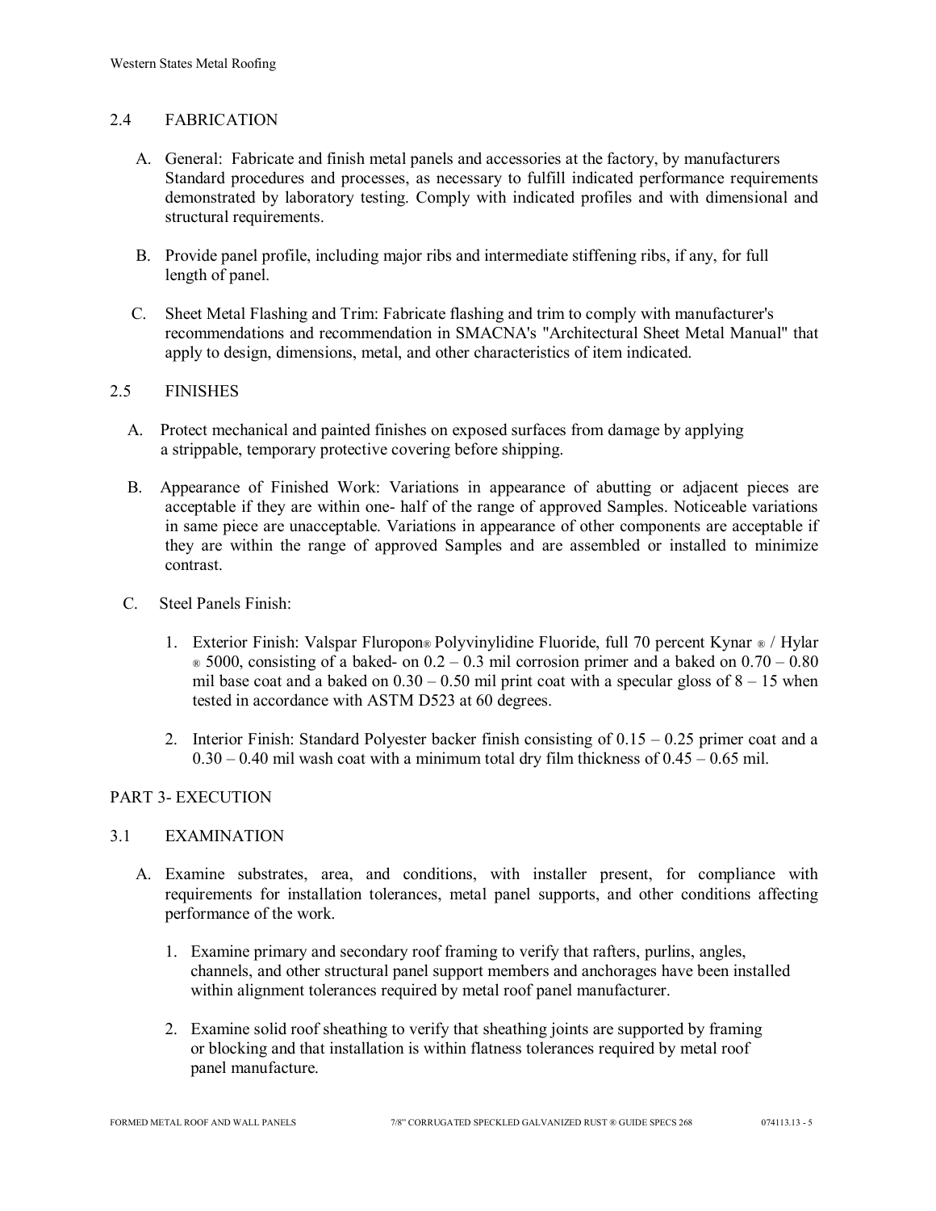## 2.4 FABRICATION

A. General: Fabricate and finish metal panels and accessories at the factory, by manufacturers Standard procedures and processes, as necessary to fulfill indicated performance requirements demonstrated by laboratory testing. Comply with indicated profiles and with dimensional and structural requirements.

B. Provide panel profile, including major ribs and intermediate stiffening ribs, if any, for full length of panel.

C. Sheet Metal Flashing and Trim: Fabricate flashing and trim to comply with manufacturer's recommendations and recommendation in SMACNA's "Architectural Sheet Metal Manual" that apply to design, dimensions, metal, and other characteristics of item indicated.

## 2.5 FINISHES

A. Protect mechanical and painted finishes on exposed surfaces from damage by applying a strippable, temporary protective covering before shipping.

B. Appearance of Finished Work: Variations in appearance of abutting or adjacent pieces are acceptable if they are within one- half of the range of approved Samples. Noticeable variations in same piece are unacceptable. Variations in appearance of other components are acceptable if they are within the range of approved Samples and are assembled or installed to minimize contrast.

C. Steel Panels Finish:

1. Exterior Finish: Valspar Fluropon® Polyvinylidine Fluoride, full 70 percent Kynar ® / Hylar ® 5000, consisting of a baked- on 0.2 – 0.3 mil corrosion primer and a baked on 0.70 – 0.80 mil base coat and a baked on 0.30 – 0.50 mil print coat with a specular gloss of 8 – 15 when tested in accordance with ASTM D523 at 60 degrees.

2. Interior Finish: Standard Polyester backer finish consisting of 0.15 – 0.25 primer coat and a 0.30 – 0.40 mil wash coat with a minimum total dry film thickness of 0.45 – 0.65 mil.

# PART 3- EXECUTION

## 3.1 EXAMINATION

A. Examine substrates, area, and conditions, with installer present, for compliance with requirements for installation tolerances, metal panel supports, and other conditions affecting performance of the work.

1. Examine primary and secondary roof framing to verify that rafters, purlins, angles, channels, and other structural panel support members and anchorages have been installed within alignment tolerances required by metal roof panel manufacturer.

2. Examine solid roof sheathing to verify that sheathing joints are supported by framing or blocking and that installation is within flatness tolerances required by metal roof panel manufacture.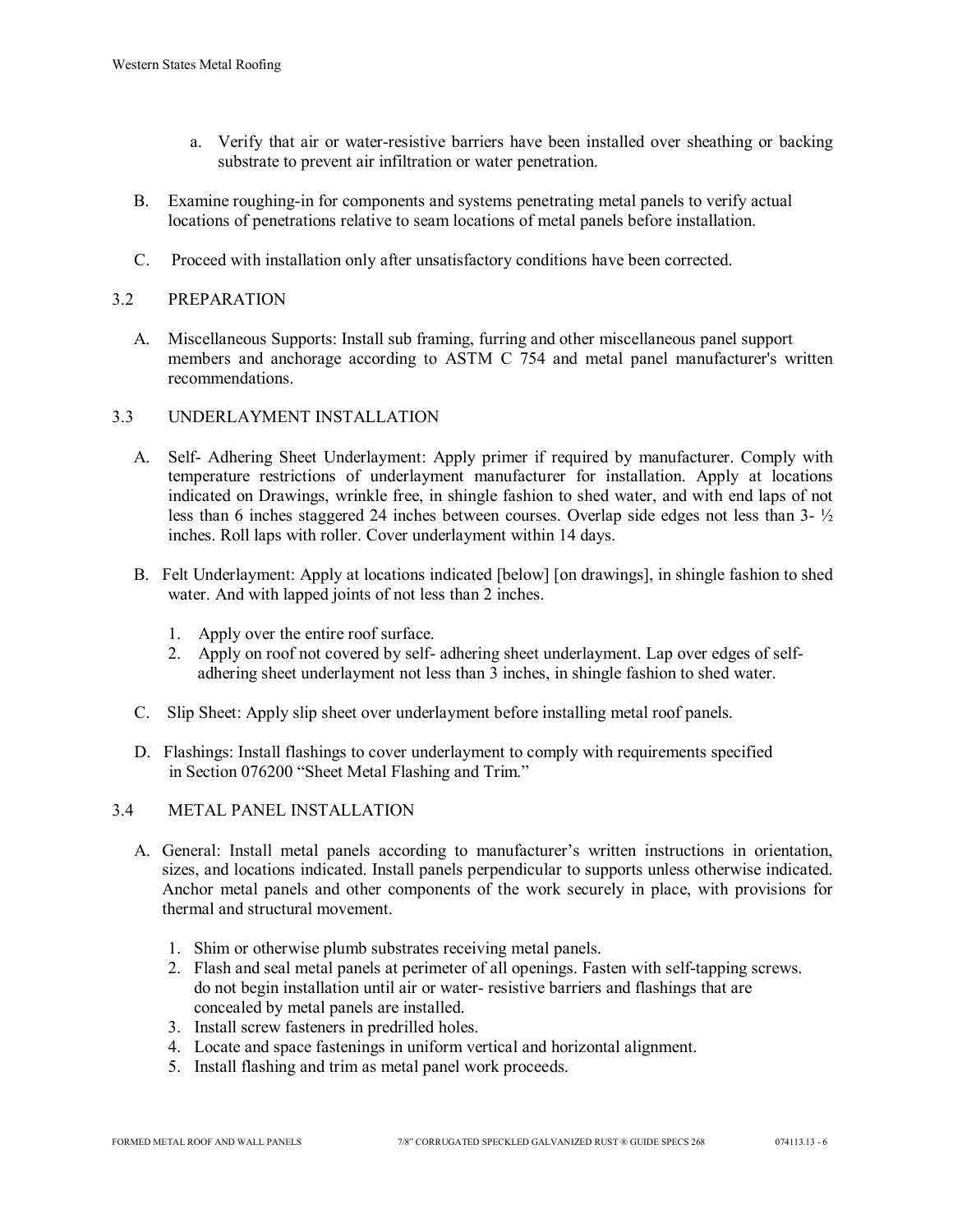a. Verify that air or water-resistive barriers have been installed over sheathing or backing substrate to prevent air infiltration or water penetration.

B. Examine roughing-in for components and systems penetrating metal panels to verify actual locations of penetrations relative to seam locations of metal panels before installation.

C. Proceed with installation only after unsatisfactory conditions have been corrected.

## 3.2 PREPARATION

A. Miscellaneous Supports: Install sub framing, furring and other miscellaneous panel support members and anchorage according to ASTM C 754 and metal panel manufacturer's written recommendations.

## 3.3 UNDERLAYMENT INSTALLATION

A. Self- Adhering Sheet Underlayment: Apply primer if required by manufacturer. Comply with temperature restrictions of underlayment manufacturer for installation. Apply at locations indicated on Drawings, wrinkle free, in shingle fashion to shed water, and with end laps of not less than 6 inches staggered 24 inches between courses. Overlap side edges not less than 3- ½ inches. Roll laps with roller. Cover underlayment within 14 days.

B. Felt Underlayment: Apply at locations indicated [below] [on drawings], in shingle fashion to shed water. And with lapped joints of not less than 2 inches.

1. Apply over the entire roof surface.
2. Apply on roof not covered by self- adhering sheet underlayment. Lap over edges of self-adhering sheet underlayment not less than 3 inches, in shingle fashion to shed water.

C. Slip Sheet: Apply slip sheet over underlayment before installing metal roof panels.

D. Flashings: Install flashings to cover underlayment to comply with requirements specified in Section 076200 “Sheet Metal Flashing and Trim.”

## 3.4 METAL PANEL INSTALLATION

A. General: Install metal panels according to manufacturer’s written instructions in orientation, sizes, and locations indicated. Install panels perpendicular to supports unless otherwise indicated. Anchor metal panels and other components of the work securely in place, with provisions for thermal and structural movement.

1. Shim or otherwise plumb substrates receiving metal panels.
2. Flash and seal metal panels at perimeter of all openings. Fasten with self-tapping screws. do not begin installation until air or water- resistive barriers and flashings that are concealed by metal panels are installed.
3. Install screw fasteners in predrilled holes.
4. Locate and space fastenings in uniform vertical and horizontal alignment.
5. Install flashing and trim as metal panel work proceeds.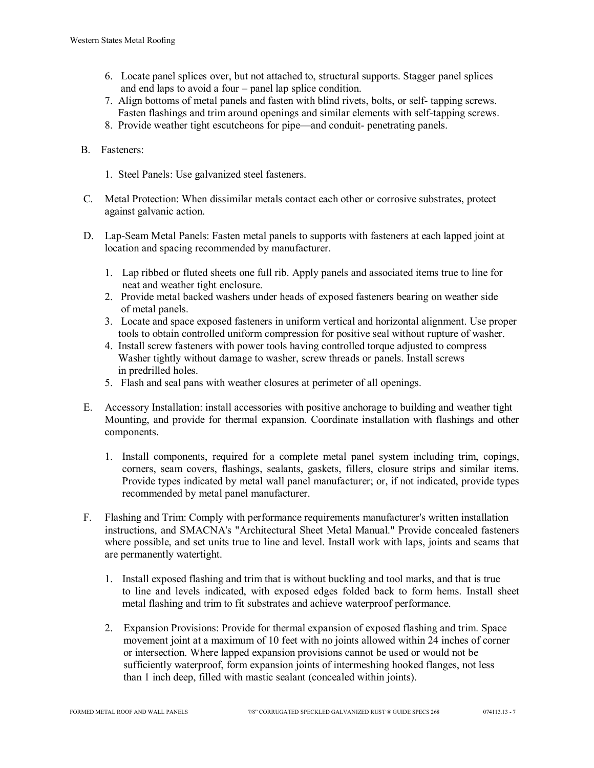6. Locate panel splices over, but not attached to, structural supports. Stagger panel splices and end laps to avoid a four – panel lap splice condition.
7. Align bottoms of metal panels and fasten with blind rivets, bolts, or self- tapping screws. Fasten flashings and trim around openings and similar elements with self-tapping screws.
8. Provide weather tight escutcheons for pipe—and conduit- penetrating panels.

B. Fasteners:

1. Steel Panels: Use galvanized steel fasteners.

C. Metal Protection: When dissimilar metals contact each other or corrosive substrates, protect against galvanic action.

D. Lap-Seam Metal Panels: Fasten metal panels to supports with fasteners at each lapped joint at location and spacing recommended by manufacturer.

1. Lap ribbed or fluted sheets one full rib. Apply panels and associated items true to line for neat and weather tight enclosure.
2. Provide metal backed washers under heads of exposed fasteners bearing on weather side of metal panels.
3. Locate and space exposed fasteners in uniform vertical and horizontal alignment. Use proper tools to obtain controlled uniform compression for positive seal without rupture of washer.
4. Install screw fasteners with power tools having controlled torque adjusted to compress Washer tightly without damage to washer, screw threads or panels. Install screws in predrilled holes.
5. Flash and seal pans with weather closures at perimeter of all openings.

E. Accessory Installation: install accessories with positive anchorage to building and weather tight Mounting, and provide for thermal expansion. Coordinate installation with flashings and other components.

1. Install components, required for a complete metal panel system including trim, copings, corners, seam covers, flashings, sealants, gaskets, fillers, closure strips and similar items. Provide types indicated by metal wall panel manufacturer; or, if not indicated, provide types recommended by metal panel manufacturer.

F. Flashing and Trim: Comply with performance requirements manufacturer's written installation instructions, and SMACNA's "Architectural Sheet Metal Manual." Provide concealed fasteners where possible, and set units true to line and level. Install work with laps, joints and seams that are permanently watertight.

1. Install exposed flashing and trim that is without buckling and tool marks, and that is true to line and levels indicated, with exposed edges folded back to form hems. Install sheet metal flashing and trim to fit substrates and achieve waterproof performance.

2. Expansion Provisions: Provide for thermal expansion of exposed flashing and trim. Space movement joint at a maximum of 10 feet with no joints allowed within 24 inches of corner or intersection. Where lapped expansion provisions cannot be used or would not be sufficiently waterproof, form expansion joints of intermeshing hooked flanges, not less than 1 inch deep, filled with mastic sealant (concealed within joints).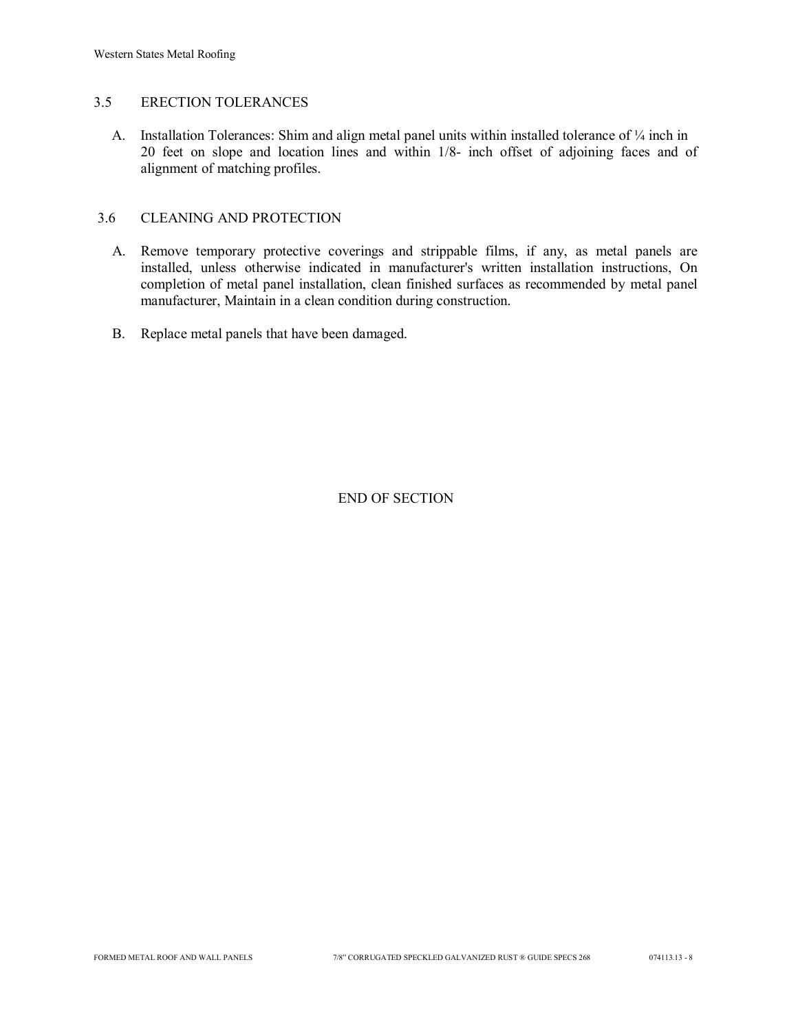## 3.5 ERECTION TOLERANCES

A. Installation Tolerances: Shim and align metal panel units within installed tolerance of ¼ inch in 20 feet on slope and location lines and within 1/8- inch offset of adjoining faces and of alignment of matching profiles.

## 3.6 CLEANING AND PROTECTION

A. Remove temporary protective coverings and strippable films, if any, as metal panels are installed, unless otherwise indicated in manufacturer's written installation instructions, On completion of metal panel installation, clean finished surfaces as recommended by metal panel manufacturer, Maintain in a clean condition during construction.

B. Replace metal panels that have been damaged.

END OF SECTION